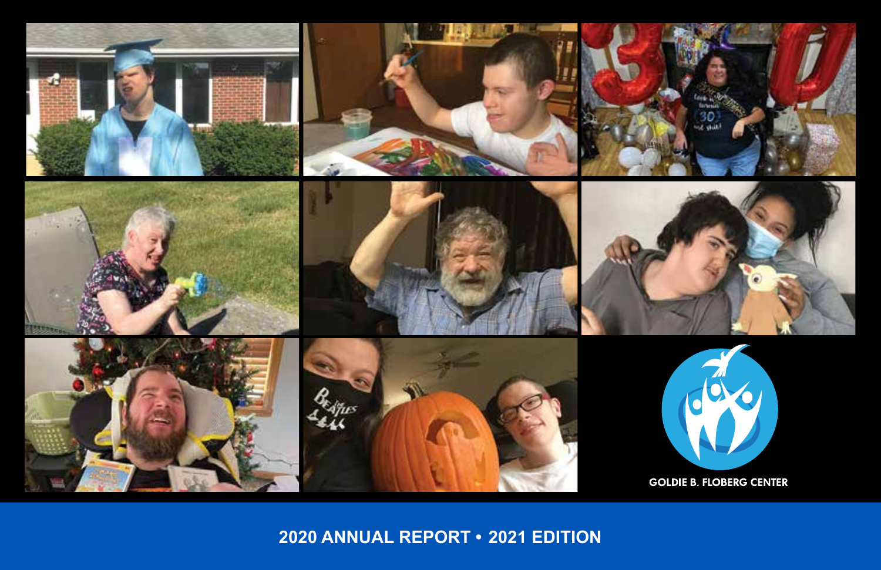GOLDIE B. FLOBERG CENTER

# 2020 ANNUAL REPORT • 2021 EDITION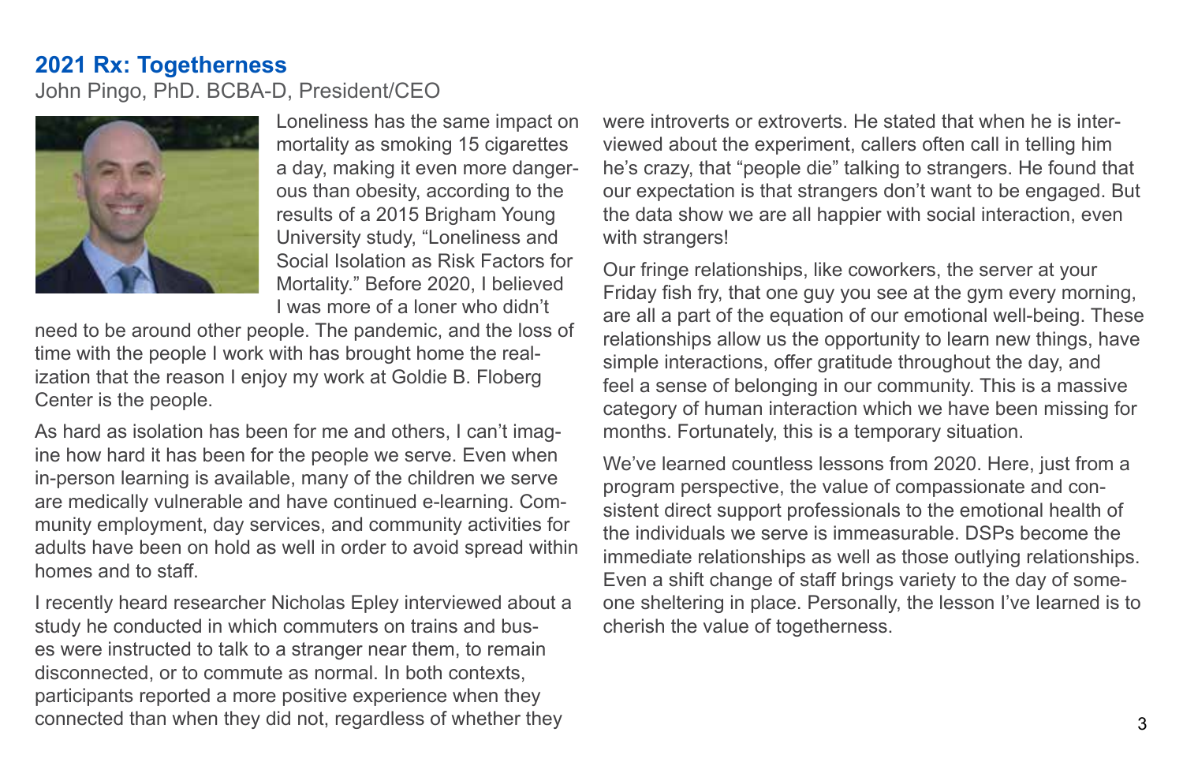## 2021 Rx: Togetherness

John Pingo, PhD. BCBA-D, President/CEO

Loneliness has the same impact on mortality as smoking 15 cigarettes a day, making it even more dangerous than obesity, according to the results of a 2015 Brigham Young University study, "Loneliness and Social Isolation as Risk Factors for Mortality." Before 2020, I believed I was more of a loner who didn't need to be around other people. The pandemic, and the loss of time with the people I work with has brought home the realization that the reason I enjoy my work at Goldie B. Floberg Center is the people.

As hard as isolation has been for me and others, I can't imagine how hard it has been for the people we serve. Even when in-person learning is available, many of the children we serve are medically vulnerable and have continued e-learning. Community employment, day services, and community activities for adults have been on hold as well in order to avoid spread within homes and to staff.

I recently heard researcher Nicholas Epley interviewed about a study he conducted in which commuters on trains and buses were instructed to talk to a stranger near them, to remain disconnected, or to commute as normal. In both contexts, participants reported a more positive experience when they connected than when they did not, regardless of whether they were introverts or extroverts. He stated that when he is interviewed about the experiment, callers often call in telling him he's crazy, that "people die" talking to strangers. He found that our expectation is that strangers don't want to be engaged. But the data show we are all happier with social interaction, even with strangers!

Our fringe relationships, like coworkers, the server at your Friday fish fry, that one guy you see at the gym every morning, are all a part of the equation of our emotional well-being. These relationships allow us the opportunity to learn new things, have simple interactions, offer gratitude throughout the day, and feel a sense of belonging in our community. This is a massive category of human interaction which we have been missing for months. Fortunately, this is a temporary situation.

We've learned countless lessons from 2020. Here, just from a program perspective, the value of compassionate and consistent direct support professionals to the emotional health of the individuals we serve is immeasurable. DSPs become the immediate relationships as well as those outlying relationships. Even a shift change of staff brings variety to the day of someone sheltering in place. Personally, the lesson I've learned is to cherish the value of togetherness.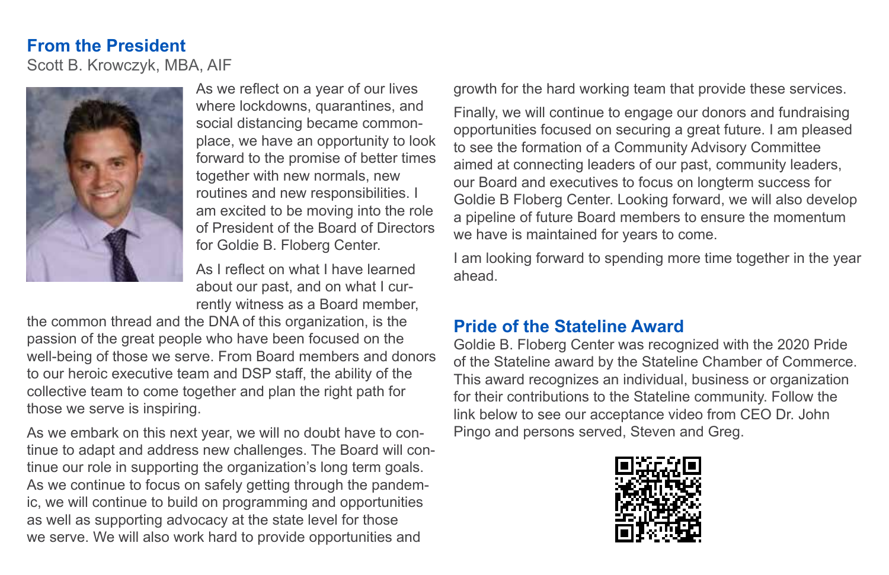## From the President

Scott B. Krowczyk, MBA, AIF

As we reflect on a year of our lives where lockdowns, quarantines, and social distancing became commonplace, we have an opportunity to look forward to the promise of better times together with new normals, new routines and new responsibilities. I am excited to be moving into the role of President of the Board of Directors for Goldie B. Floberg Center.

As I reflect on what I have learned about our past, and on what I currently witness as a Board member, the common thread and the DNA of this organization, is the passion of the great people who have been focused on the well-being of those we serve. From Board members and donors to our heroic executive team and DSP staff, the ability of the collective team to come together and plan the right path for those we serve is inspiring.

As we embark on this next year, we will no doubt have to continue to adapt and address new challenges. The Board will continue our role in supporting the organization's long term goals. As we continue to focus on safely getting through the pandemic, we will continue to build on programming and opportunities as well as supporting advocacy at the state level for those we serve. We will also work hard to provide opportunities and growth for the hard working team that provide these services.

Finally, we will continue to engage our donors and fundraising opportunities focused on securing a great future. I am pleased to see the formation of a Community Advisory Committee aimed at connecting leaders of our past, community leaders, our Board and executives to focus on longterm success for Goldie B Floberg Center. Looking forward, we will also develop a pipeline of future Board members to ensure the momentum we have is maintained for years to come.

I am looking forward to spending more time together in the year ahead.

## Pride of the Stateline Award

Goldie B. Floberg Center was recognized with the 2020 Pride of the Stateline award by the Stateline Chamber of Commerce. This award recognizes an individual, business or organization for their contributions to the Stateline community. Follow the link below to see our acceptance video from CEO Dr. John Pingo and persons served, Steven and Greg.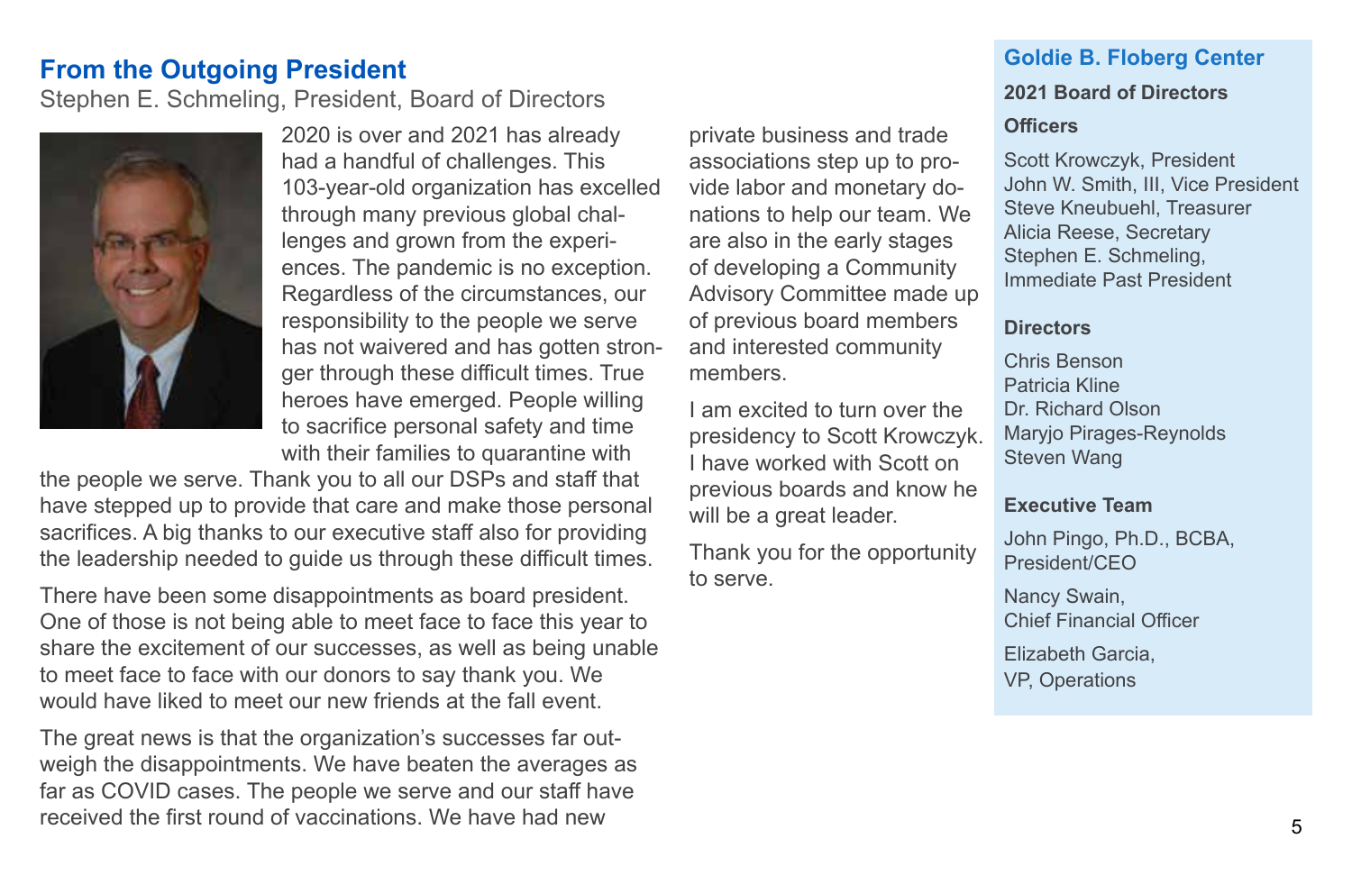## From the Outgoing President

Stephen E. Schmeling, President, Board of Directors

2020 is over and 2021 has already had a handful of challenges. This 103-year-old organization has excelled through many previous global challenges and grown from the experiences. The pandemic is no exception. Regardless of the circumstances, our responsibility to the people we serve has not waivered and has gotten stronger through these difficult times. True heroes have emerged. People willing to sacrifice personal safety and time with their families to quarantine with the people we serve. Thank you to all our DSPs and staff that have stepped up to provide that care and make those personal sacrifices. A big thanks to our executive staff also for providing the leadership needed to guide us through these difficult times.

There have been some disappointments as board president. One of those is not being able to meet face to face this year to share the excitement of our successes, as well as being unable to meet face to face with our donors to say thank you. We would have liked to meet our new friends at the fall event.

The great news is that the organization's successes far outweigh the disappointments. We have beaten the averages as far as COVID cases. The people we serve and our staff have received the first round of vaccinations. We have had new private business and trade associations step up to provide labor and monetary donations to help our team. We are also in the early stages of developing a Community Advisory Committee made up of previous board members and interested community members.

I am excited to turn over the presidency to Scott Krowczyk. I have worked with Scott on previous boards and know he will be a great leader.

Thank you for the opportunity to serve.

## Goldie B. Floberg Center

**2021 Board of Directors**

**Officers**

Scott Krowczyk, President
John W. Smith, III, Vice President
Steve Kneubuehl, Treasurer
Alicia Reese, Secretary
Stephen E. Schmeling, Immediate Past President

**Directors**

Chris Benson
Patricia Kline
Dr. Richard Olson
Maryjo Pirages-Reynolds
Steven Wang

**Executive Team**

John Pingo, Ph.D., BCBA, President/CEO

Nancy Swain, Chief Financial Officer

Elizabeth Garcia, VP, Operations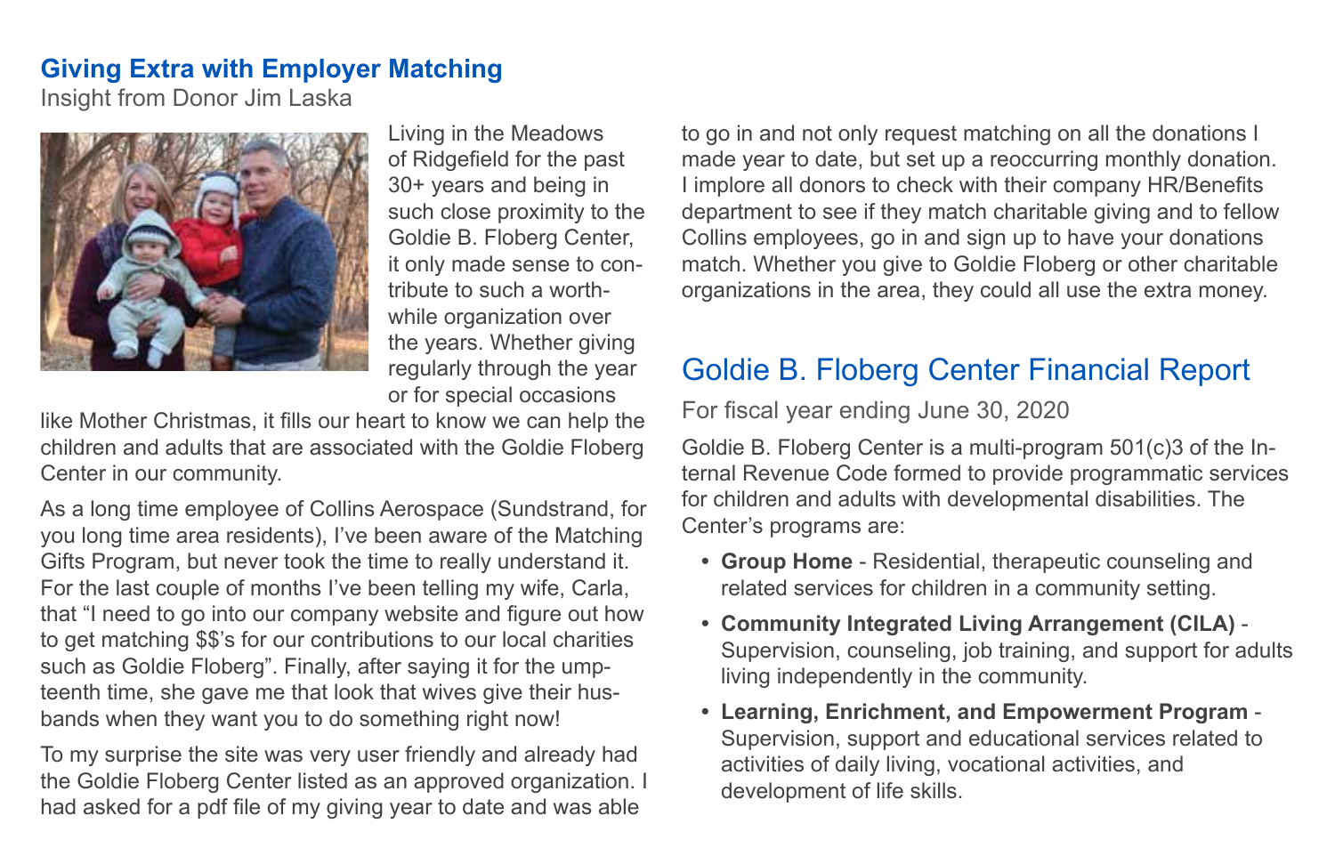## Giving Extra with Employer Matching

Insight from Donor Jim Laska

Living in the Meadows of Ridgefield for the past 30+ years and being in such close proximity to the Goldie B. Floberg Center, it only made sense to contribute to such a worthwhile organization over the years. Whether giving regularly through the year or for special occasions like Mother Christmas, it fills our heart to know we can help the children and adults that are associated with the Goldie Floberg Center in our community.

As a long time employee of Collins Aerospace (Sundstrand, for you long time area residents), I've been aware of the Matching Gifts Program, but never took the time to really understand it. For the last couple of months I've been telling my wife, Carla, that "I need to go into our company website and figure out how to get matching $$'s for our contributions to our local charities such as Goldie Floberg". Finally, after saying it for the umpteenth time, she gave me that look that wives give their husbands when they want you to do something right now!

To my surprise the site was very user friendly and already had the Goldie Floberg Center listed as an approved organization. I had asked for a pdf file of my giving year to date and was able to go in and not only request matching on all the donations I made year to date, but set up a reoccurring monthly donation. I implore all donors to check with their company HR/Benefits department to see if they match charitable giving and to fellow Collins employees, go in and sign up to have your donations match. Whether you give to Goldie Floberg or other charitable organizations in the area, they could all use the extra money.

## Goldie B. Floberg Center Financial Report

For fiscal year ending June 30, 2020

Goldie B. Floberg Center is a multi-program 501(c)3 of the Internal Revenue Code formed to provide programmatic services for children and adults with developmental disabilities. The Center's programs are:

- **Group Home** - Residential, therapeutic counseling and related services for children in a community setting.
- **Community Integrated Living Arrangement (CILA)** - Supervision, counseling, job training, and support for adults living independently in the community.
- **Learning, Enrichment, and Empowerment Program** - Supervision, support and educational services related to activities of daily living, vocational activities, and development of life skills.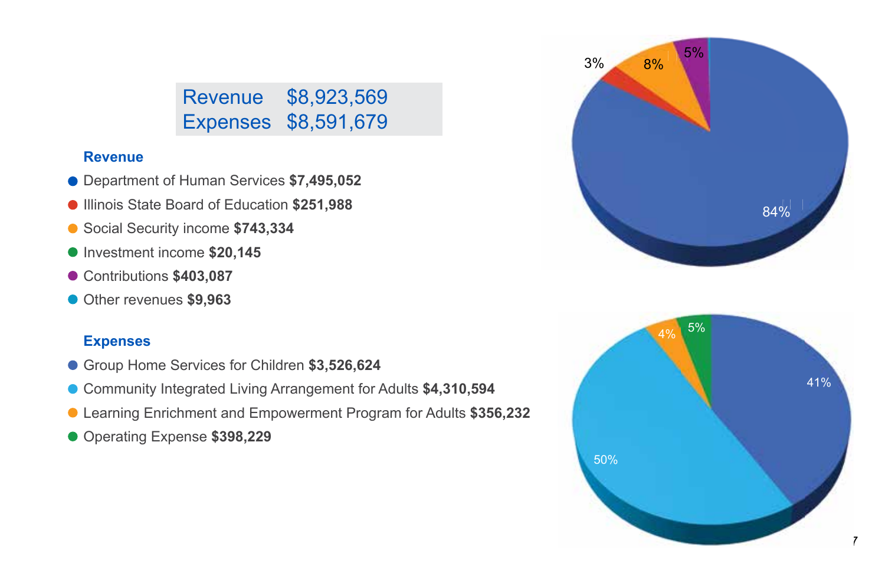| Revenue | $8,923,569 |
| --- | --- |
| Expenses | $8,591,679 |

### Revenue

- Department of Human Services **$7,495,052**
- Illinois State Board of Education **$251,988**
- Social Security income **$743,334**
- Investment income **$20,145**
- Contributions **$403,087**
- Other revenues **$9,963**

### Expenses

- Group Home Services for Children **$3,526,624**
- Community Integrated Living Arrangement for Adults **$4,310,594**
- Learning Enrichment and Empowerment Program for Adults **$356,232**
- Operating Expense **$398,229**

3%
8%
5%
84%

4%
5%
41%
50%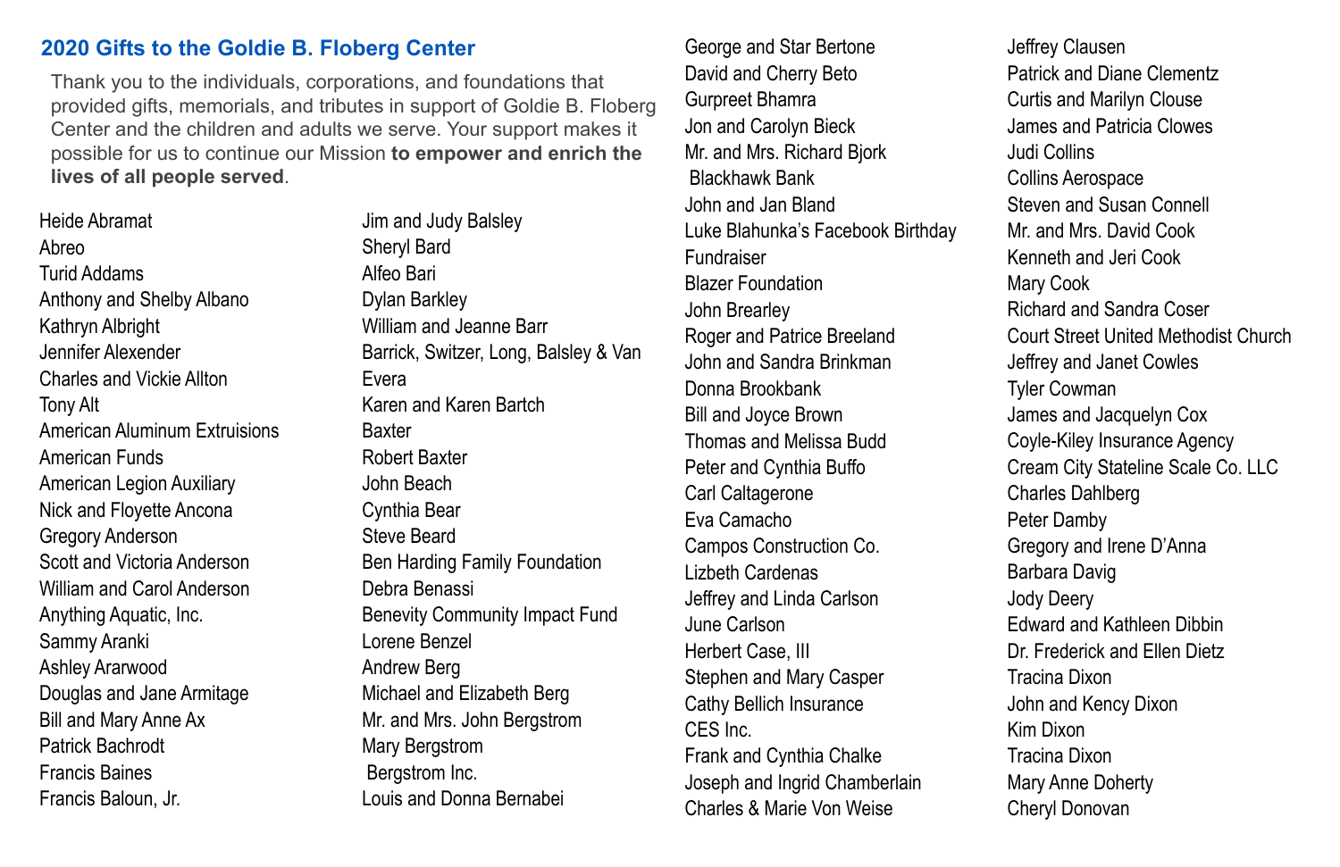## 2020 Gifts to the Goldie B. Floberg Center

Thank you to the individuals, corporations, and foundations that provided gifts, memorials, and tributes in support of Goldie B. Floberg Center and the children and adults we serve. Your support makes it possible for us to continue our Mission **to empower and enrich the lives of all people served**.

Heide Abramat
Abreo
Turid Addams
Anthony and Shelby Albano
Kathryn Albright
Jennifer Alexender
Charles and Vickie Allton
Tony Alt
American Aluminum Extruisions
American Funds
American Legion Auxiliary
Nick and Floyette Ancona
Gregory Anderson
Scott and Victoria Anderson
William and Carol Anderson
Anything Aquatic, Inc.
Sammy Aranki
Ashley Ararwood
Douglas and Jane Armitage
Bill and Mary Anne Ax
Patrick Bachrodt
Francis Baines
Francis Baloun, Jr.
Jim and Judy Balsley
Sheryl Bard
Alfeo Bari
Dylan Barkley
William and Jeanne Barr
Barrick, Switzer, Long, Balsley & Van Evera
Karen and Karen Bartch
Baxter
Robert Baxter
John Beach
Cynthia Bear
Steve Beard
Ben Harding Family Foundation
Debra Benassi
Benevity Community Impact Fund
Lorene Benzel
Andrew Berg
Michael and Elizabeth Berg
Mr. and Mrs. John Bergstrom
Mary Bergstrom
Bergstrom Inc.
Louis and Donna Bernabei
George and Star Bertone
David and Cherry Beto
Gurpreet Bhamra
Jon and Carolyn Bieck
Mr. and Mrs. Richard Bjork
Blackhawk Bank
John and Jan Bland
Luke Blahunka's Facebook Birthday Fundraiser
Blazer Foundation
John Brearley
Roger and Patrice Breeland
John and Sandra Brinkman
Donna Brookbank
Bill and Joyce Brown
Thomas and Melissa Budd
Peter and Cynthia Buffo
Carl Caltagerone
Eva Camacho
Campos Construction Co.
Lizbeth Cardenas
Jeffrey and Linda Carlson
June Carlson
Herbert Case, III
Stephen and Mary Casper
Cathy Bellich Insurance
CES Inc.
Frank and Cynthia Chalke
Joseph and Ingrid Chamberlain
Charles & Marie Von Weise
Jeffrey Clausen
Patrick and Diane Clementz
Curtis and Marilyn Clouse
James and Patricia Clowes
Judi Collins
Collins Aerospace
Steven and Susan Connell
Mr. and Mrs. David Cook
Kenneth and Jeri Cook
Mary Cook
Richard and Sandra Coser
Court Street United Methodist Church
Jeffrey and Janet Cowles
Tyler Cowman
James and Jacquelyn Cox
Coyle-Kiley Insurance Agency
Cream City Stateline Scale Co. LLC
Charles Dahlberg
Peter Damby
Gregory and Irene D'Anna
Barbara Davig
Jody Deery
Edward and Kathleen Dibbin
Dr. Frederick and Ellen Dietz
Tracina Dixon
John and Kency Dixon
Kim Dixon
Tracina Dixon
Mary Anne Doherty
Cheryl Donovan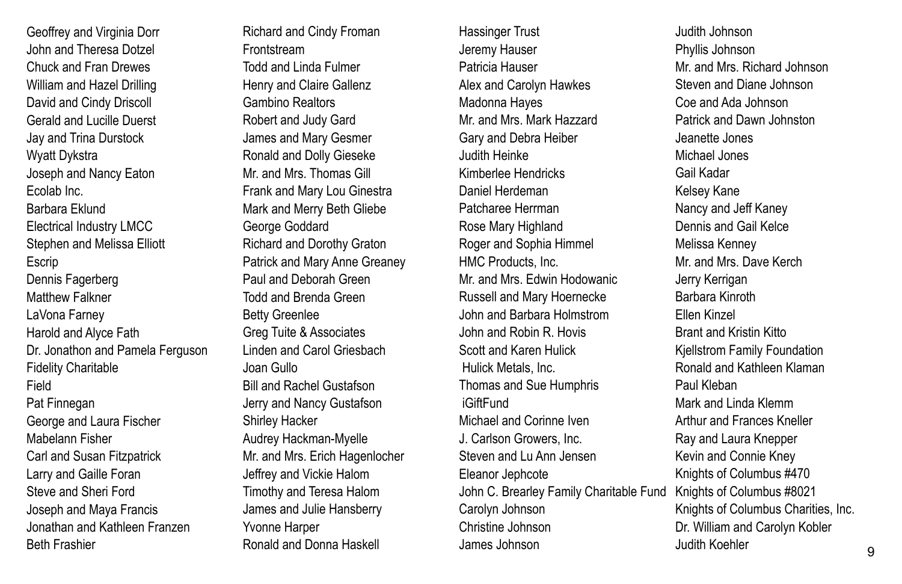Geoffrey and Virginia Dorr
John and Theresa Dotzel
Chuck and Fran Drewes
William and Hazel Drilling
David and Cindy Driscoll
Gerald and Lucille Duerst
Jay and Trina Durstock
Wyatt Dykstra
Joseph and Nancy Eaton
Ecolab Inc.
Barbara Eklund
Electrical Industry LMCC
Stephen and Melissa Elliott
Escrip
Dennis Fagerberg
Matthew Falkner
LaVona Farney
Harold and Alyce Fath
Dr. Jonathon and Pamela Ferguson
Fidelity Charitable
Field
Pat Finnegan
George and Laura Fischer
Mabelann Fisher
Carl and Susan Fitzpatrick
Larry and Gaille Foran
Steve and Sheri Ford
Joseph and Maya Francis
Jonathan and Kathleen Franzen
Beth Frashier
Richard and Cindy Froman
Frontstream
Todd and Linda Fulmer
Henry and Claire Gallenz
Gambino Realtors
Robert and Judy Gard
James and Mary Gesmer
Ronald and Dolly Gieseke
Mr. and Mrs. Thomas Gill
Frank and Mary Lou Ginestra
Mark and Merry Beth Gliebe
George Goddard
Richard and Dorothy Graton
Patrick and Mary Anne Greaney
Paul and Deborah Green
Todd and Brenda Green
Betty Greenlee
Greg Tuite & Associates
Linden and Carol Griesbach
Joan Gullo
Bill and Rachel Gustafson
Jerry and Nancy Gustafson
Shirley Hacker
Audrey Hackman-Myelle
Mr. and Mrs. Erich Hagenlocher
Jeffrey and Vickie Halom
Timothy and Teresa Halom
James and Julie Hansberry
Yvonne Harper
Ronald and Donna Haskell
Hassinger Trust
Jeremy Hauser
Patricia Hauser
Alex and Carolyn Hawkes
Madonna Hayes
Mr. and Mrs. Mark Hazzard
Gary and Debra Heiber
Judith Heinke
Kimberlee Hendricks
Daniel Herdeman
Patcharee Herrman
Rose Mary Highland
Roger and Sophia Himmel
HMC Products, Inc.
Mr. and Mrs. Edwin Hodowanic
Russell and Mary Hoernecke
John and Barbara Holmstrom
John and Robin R. Hovis
Scott and Karen Hulick
Hulick Metals, Inc.
Thomas and Sue Humphris
iGiftFund
Michael and Corinne Iven
J. Carlson Growers, Inc.
Steven and Lu Ann Jensen
Eleanor Jephcote
John C. Brearley Family Charitable Fund
Carolyn Johnson
Christine Johnson
James Johnson
Judith Johnson
Phyllis Johnson
Mr. and Mrs. Richard Johnson
Steven and Diane Johnson
Coe and Ada Johnson
Patrick and Dawn Johnston
Jeanette Jones
Michael Jones
Gail Kadar
Kelsey Kane
Nancy and Jeff Kaney
Dennis and Gail Kelce
Melissa Kenney
Mr. and Mrs. Dave Kerch
Jerry Kerrigan
Barbara Kinroth
Ellen Kinzel
Brant and Kristin Kitto
Kjellstrom Family Foundation
Ronald and Kathleen Klaman
Paul Kleban
Mark and Linda Klemm
Arthur and Frances Kneller
Ray and Laura Knepper
Kevin and Connie Kney
Knights of Columbus #470
Knights of Columbus #8021
Knights of Columbus Charities, Inc.
Dr. William and Carolyn Kobler
Judith Koehler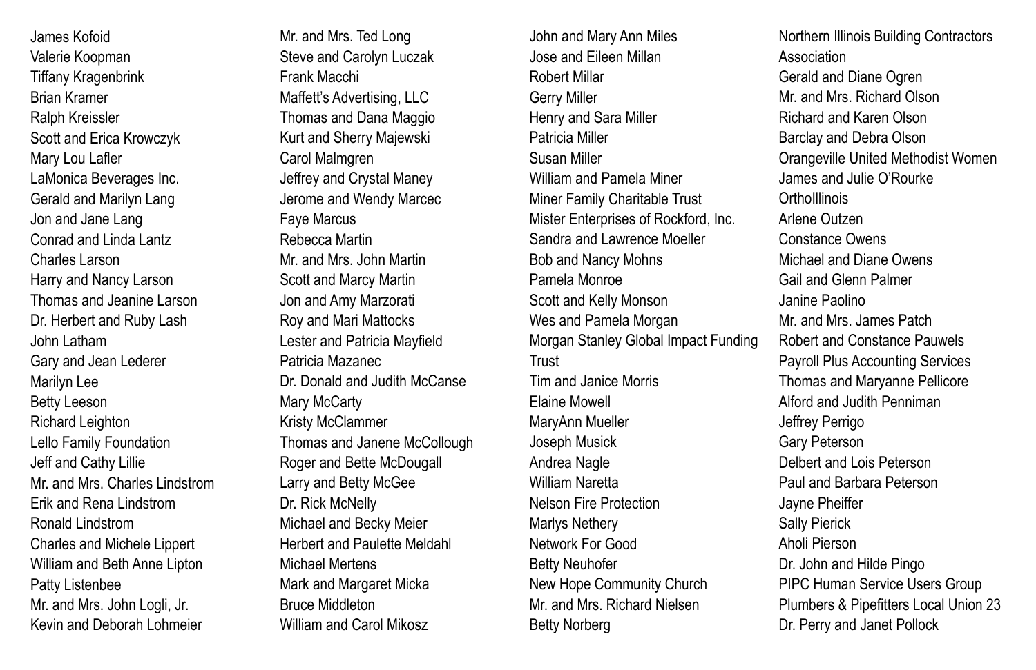James Kofoid
Valerie Koopman
Tiffany Kragenbrink
Brian Kramer
Ralph Kreissler
Scott and Erica Krowczyk
Mary Lou Lafler
LaMonica Beverages Inc.
Gerald and Marilyn Lang
Jon and Jane Lang
Conrad and Linda Lantz
Charles Larson
Harry and Nancy Larson
Thomas and Jeanine Larson
Dr. Herbert and Ruby Lash
John Latham
Gary and Jean Lederer
Marilyn Lee
Betty Leeson
Richard Leighton
Lello Family Foundation
Jeff and Cathy Lillie
Mr. and Mrs. Charles Lindstrom
Erik and Rena Lindstrom
Ronald Lindstrom
Charles and Michele Lippert
William and Beth Anne Lipton
Patty Listenbee
Mr. and Mrs. John Logli, Jr.
Kevin and Deborah Lohmeier

Mr. and Mrs. Ted Long
Steve and Carolyn Luczak
Frank Macchi
Maffett's Advertising, LLC
Thomas and Dana Maggio
Kurt and Sherry Majewski
Carol Malmgren
Jeffrey and Crystal Maney
Jerome and Wendy Marcec
Faye Marcus
Rebecca Martin
Mr. and Mrs. John Martin
Scott and Marcy Martin
Jon and Amy Marzorati
Roy and Mari Mattocks
Lester and Patricia Mayfield
Patricia Mazanec
Dr. Donald and Judith McCanse
Mary McCarty
Kristy McClammer
Thomas and Janene McCollough
Roger and Bette McDougall
Larry and Betty McGee
Dr. Rick McNelly
Michael and Becky Meier
Herbert and Paulette Meldahl
Michael Mertens
Mark and Margaret Micka
Bruce Middleton
William and Carol Mikosz

John and Mary Ann Miles
Jose and Eileen Millan
Robert Millar
Gerry Miller
Henry and Sara Miller
Patricia Miller
Susan Miller
William and Pamela Miner
Miner Family Charitable Trust
Mister Enterprises of Rockford, Inc.
Sandra and Lawrence Moeller
Bob and Nancy Mohns
Pamela Monroe
Scott and Kelly Monson
Wes and Pamela Morgan
Morgan Stanley Global Impact Funding Trust
Tim and Janice Morris
Elaine Mowell
MaryAnn Mueller
Joseph Musick
Andrea Nagle
William Naretta
Nelson Fire Protection
Marlys Nethery
Network For Good
Betty Neuhofer
New Hope Community Church
Mr. and Mrs. Richard Nielsen
Betty Norberg

Northern Illinois Building Contractors Association
Gerald and Diane Ogren
Mr. and Mrs. Richard Olson
Richard and Karen Olson
Barclay and Debra Olson
Orangeville United Methodist Women
James and Julie O'Rourke
OrthoIllinois
Arlene Outzen
Constance Owens
Michael and Diane Owens
Gail and Glenn Palmer
Janine Paolino
Mr. and Mrs. James Patch
Robert and Constance Pauwels
Payroll Plus Accounting Services
Thomas and Maryanne Pellicore
Alford and Judith Penniman
Jeffrey Perrigo
Gary Peterson
Delbert and Lois Peterson
Paul and Barbara Peterson
Jayne Pheiffer
Sally Pierick
Aholi Pierson
Dr. John and Hilde Pingo
PIPC Human Service Users Group
Plumbers & Pipefitters Local Union 23
Dr. Perry and Janet Pollock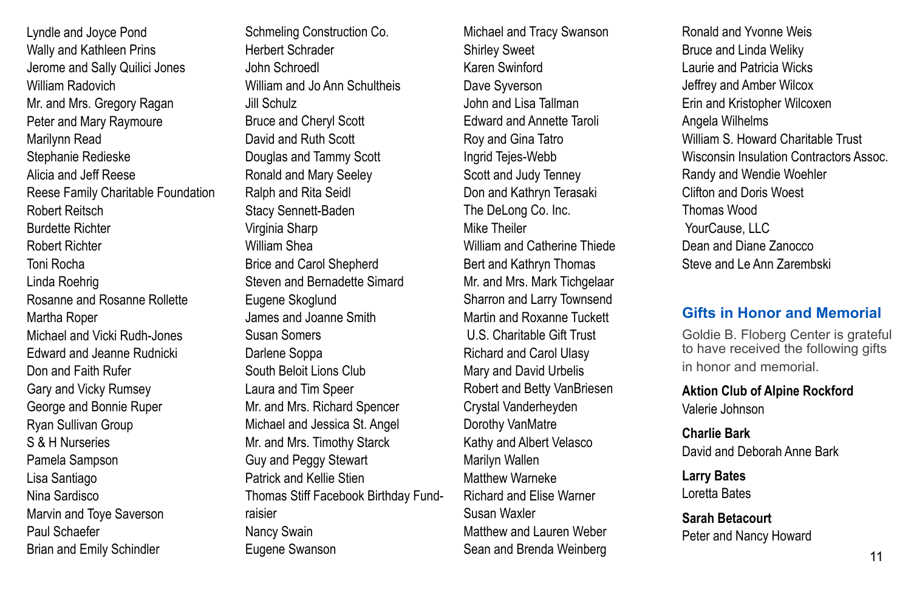Lyndle and Joyce Pond
Wally and Kathleen Prins
Jerome and Sally Quilici Jones
William Radovich
Mr. and Mrs. Gregory Ragan
Peter and Mary Raymoure
Marilynn Read
Stephanie Redieske
Alicia and Jeff Reese
Reese Family Charitable Foundation
Robert Reitsch
Burdette Richter
Robert Richter
Toni Rocha
Linda Roehrig
Rosanne and Rosanne Rollette
Martha Roper
Michael and Vicki Rudh-Jones
Edward and Jeanne Rudnicki
Don and Faith Rufer
Gary and Vicky Rumsey
George and Bonnie Ruper
Ryan Sullivan Group
S & H Nurseries
Pamela Sampson
Lisa Santiago
Nina Sardisco
Marvin and Toye Saverson
Paul Schaefer
Brian and Emily Schindler
Schmeling Construction Co.
Herbert Schrader
John Schroedl
William and Jo Ann Schultheis
Jill Schulz
Bruce and Cheryl Scott
David and Ruth Scott
Douglas and Tammy Scott
Ronald and Mary Seeley
Ralph and Rita Seidl
Stacy Sennett-Baden
Virginia Sharp
William Shea
Brice and Carol Shepherd
Steven and Bernadette Simard
Eugene Skoglund
James and Joanne Smith
Susan Somers
Darlene Soppa
South Beloit Lions Club
Laura and Tim Speer
Mr. and Mrs. Richard Spencer
Michael and Jessica St. Angel
Mr. and Mrs. Timothy Starck
Guy and Peggy Stewart
Patrick and Kellie Stien
Thomas Stiff Facebook Birthday Fundraisier
Nancy Swain
Eugene Swanson
Michael and Tracy Swanson
Shirley Sweet
Karen Swinford
Dave Syverson
John and Lisa Tallman
Edward and Annette Taroli
Roy and Gina Tatro
Ingrid Tejes-Webb
Scott and Judy Tenney
Don and Kathryn Terasaki
The DeLong Co. Inc.
Mike Theiler
William and Catherine Thiede
Bert and Kathryn Thomas
Mr. and Mrs. Mark Tichgelaar
Sharron and Larry Townsend
Martin and Roxanne Tuckett
U.S. Charitable Gift Trust
Richard and Carol Ulasy
Mary and David Urbelis
Robert and Betty VanBriesen
Crystal Vanderheyden
Dorothy VanMatre
Kathy and Albert Velasco
Marilyn Wallen
Matthew Warneke
Richard and Elise Warner
Susan Waxler
Matthew and Lauren Weber
Sean and Brenda Weinberg
Ronald and Yvonne Weis
Bruce and Linda Weliky
Laurie and Patricia Wicks
Jeffrey and Amber Wilcox
Erin and Kristopher Wilcoxen
Angela Wilhelms
William S. Howard Charitable Trust
Wisconsin Insulation Contractors Assoc.
Randy and Wendie Woehler
Clifton and Doris Woest
Thomas Wood
YourCause, LLC
Dean and Diane Zanocco
Steve and Le Ann Zarembski

## Gifts in Honor and Memorial

Goldie B. Floberg Center is grateful to have received the following gifts in honor and memorial.

**Aktion Club of Alpine Rockford**
Valerie Johnson

**Charlie Bark**
David and Deborah Anne Bark

**Larry Bates**
Loretta Bates

**Sarah Betacourt**
Peter and Nancy Howard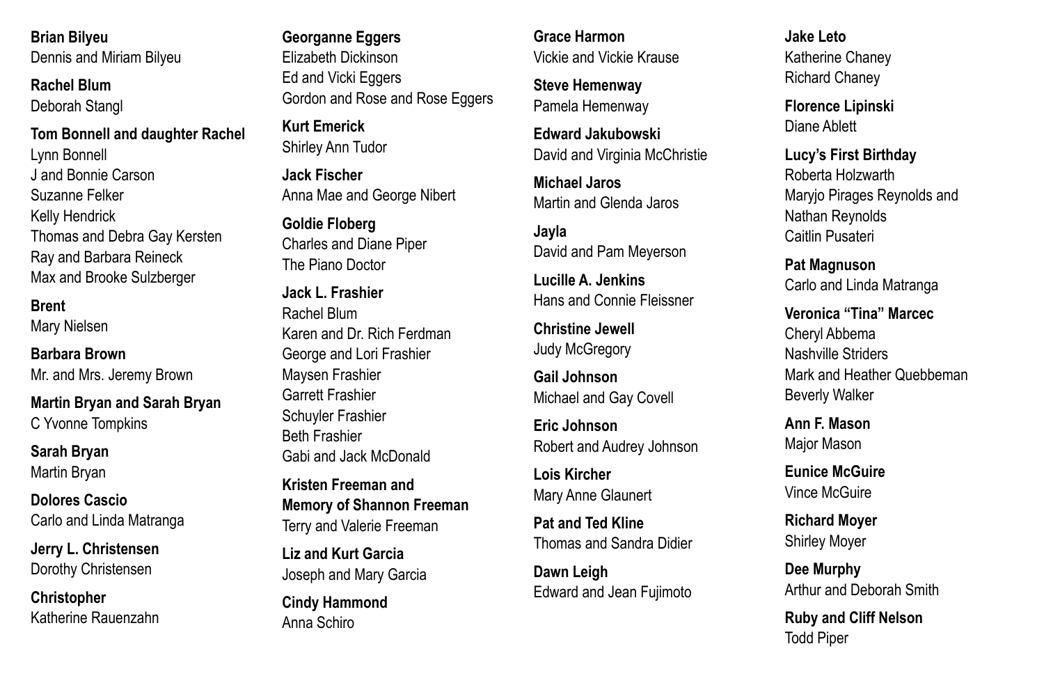**Brian Bilyeu**
Dennis and Miriam Bilyeu

**Rachel Blum**
Deborah Stangl

**Tom Bonnell and daughter Rachel**
Lynn Bonnell
J and Bonnie Carson
Suzanne Felker
Kelly Hendrick
Thomas and Debra Gay Kersten
Ray and Barbara Reineck
Max and Brooke Sulzberger

**Brent**
Mary Nielsen

**Barbara Brown**
Mr. and Mrs. Jeremy Brown

**Martin Bryan and Sarah Bryan**
C Yvonne Tompkins

**Sarah Bryan**
Martin Bryan

**Dolores Cascio**
Carlo and Linda Matranga

**Jerry L. Christensen**
Dorothy Christensen

**Christopher**
Katherine Rauenzahn

**Georganne Eggers**
Elizabeth Dickinson
Ed and Vicki Eggers
Gordon and Rose and Rose Eggers

**Kurt Emerick**
Shirley Ann Tudor

**Jack Fischer**
Anna Mae and George Nibert

**Goldie Floberg**
Charles and Diane Piper
The Piano Doctor

**Jack L. Frashier**
Rachel Blum
Karen and Dr. Rich Ferdman
George and Lori Frashier
Maysen Frashier
Garrett Frashier
Schuyler Frashier
Beth Frashier
Gabi and Jack McDonald

**Kristen Freeman and Memory of Shannon Freeman**
Terry and Valerie Freeman

**Liz and Kurt Garcia**
Joseph and Mary Garcia

**Cindy Hammond**
Anna Schiro

**Grace Harmon**
Vickie and Vickie Krause

**Steve Hemenway**
Pamela Hemenway

**Edward Jakubowski**
David and Virginia McChristie

**Michael Jaros**
Martin and Glenda Jaros

**Jayla**
David and Pam Meyerson

**Lucille A. Jenkins**
Hans and Connie Fleissner

**Christine Jewell**
Judy McGregory

**Gail Johnson**
Michael and Gay Covell

**Eric Johnson**
Robert and Audrey Johnson

**Lois Kircher**
Mary Anne Glaunert

**Pat and Ted Kline**
Thomas and Sandra Didier

**Dawn Leigh**
Edward and Jean Fujimoto

**Jake Leto**
Katherine Chaney
Richard Chaney

**Florence Lipinski**
Diane Ablett

**Lucy's First Birthday**
Roberta Holzwarth
Maryjo Pirages Reynolds and Nathan Reynolds
Caitlin Pusateri

**Pat Magnuson**
Carlo and Linda Matranga

**Veronica "Tina" Marcec**
Cheryl Abbema
Nashville Striders
Mark and Heather Quebbeman
Beverly Walker

**Ann F. Mason**
Major Mason

**Eunice McGuire**
Vince McGuire

**Richard Moyer**
Shirley Moyer

**Dee Murphy**
Arthur and Deborah Smith

**Ruby and Cliff Nelson**
Todd Piper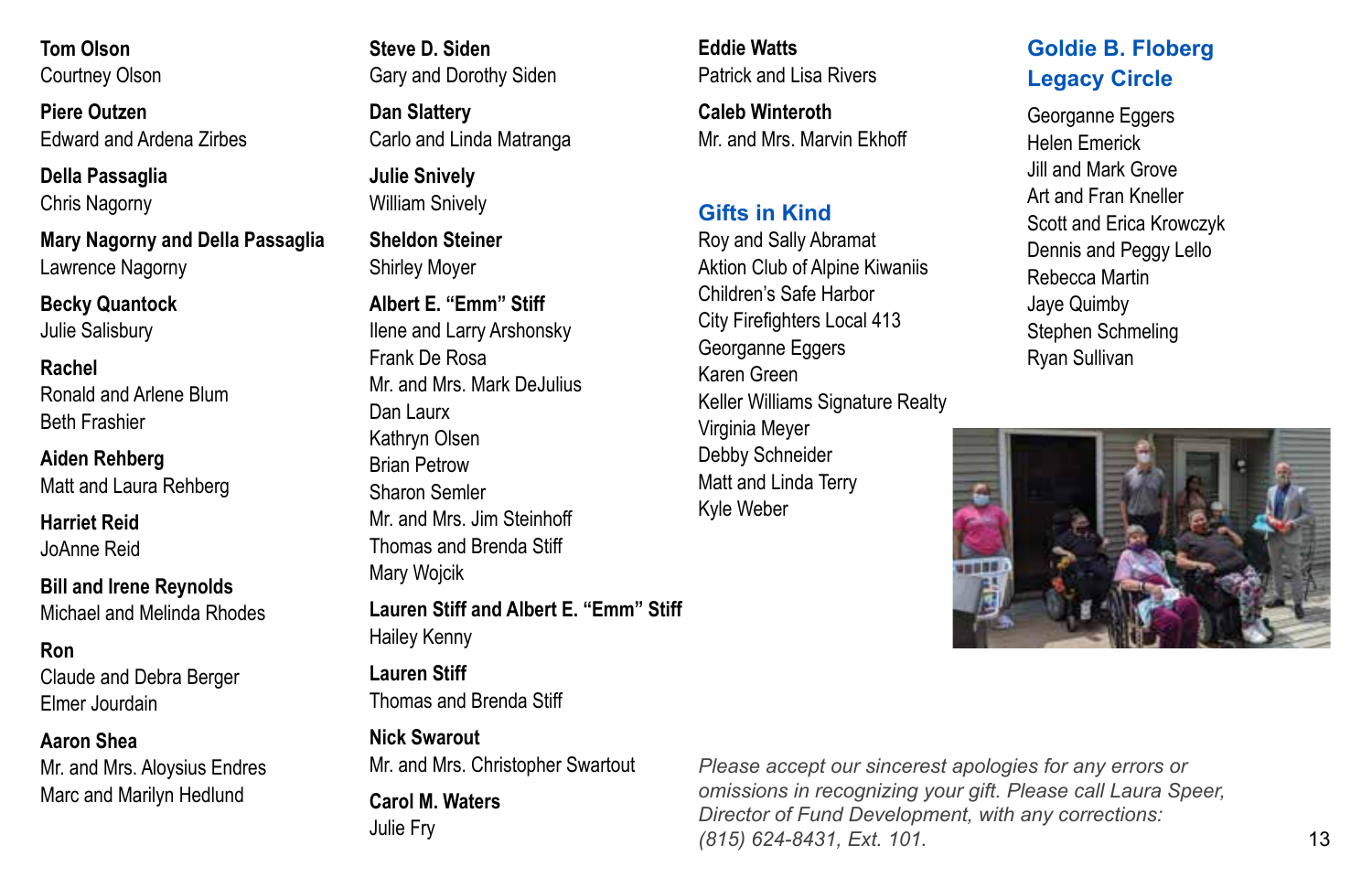**Tom Olson**
Courtney Olson

**Piere Outzen**
Edward and Ardena Zirbes

**Della Passaglia**
Chris Nagorny

**Mary Nagorny and Della Passaglia**
Lawrence Nagorny

**Becky Quantock**
Julie Salisbury

**Rachel**
Ronald and Arlene Blum
Beth Frashier

**Aiden Rehberg**
Matt and Laura Rehberg

**Harriet Reid**
JoAnne Reid

**Bill and Irene Reynolds**
Michael and Melinda Rhodes

**Ron**
Claude and Debra Berger
Elmer Jourdain

**Aaron Shea**
Mr. and Mrs. Aloysius Endres
Marc and Marilyn Hedlund

**Steve D. Siden**
Gary and Dorothy Siden

**Dan Slattery**
Carlo and Linda Matranga

**Julie Snively**
William Snively

**Sheldon Steiner**
Shirley Moyer

**Albert E. "Emm" Stiff**
Ilene and Larry Arshonsky
Frank De Rosa
Mr. and Mrs. Mark DeJulius
Dan Laurx
Kathryn Olsen
Brian Petrow
Sharon Semler
Mr. and Mrs. Jim Steinhoff
Thomas and Brenda Stiff
Mary Wojcik

**Lauren Stiff and Albert E. "Emm" Stiff**
Hailey Kenny

**Lauren Stiff**
Thomas and Brenda Stiff

**Nick Swarout**
Mr. and Mrs. Christopher Swartout

**Carol M. Waters**
Julie Fry

**Eddie Watts**
Patrick and Lisa Rivers

**Caleb Winteroth**
Mr. and Mrs. Marvin Ekhoff

## Gifts in Kind

Roy and Sally Abramat
Aktion Club of Alpine Kiwaniis
Children's Safe Harbor
City Firefighters Local 413
Georganne Eggers
Karen Green
Keller Williams Signature Realty
Virginia Meyer
Debby Schneider
Matt and Linda Terry
Kyle Weber

## Goldie B. Floberg Legacy Circle

Georganne Eggers
Helen Emerick
Jill and Mark Grove
Art and Fran Kneller
Scott and Erica Krowczyk
Dennis and Peggy Lello
Rebecca Martin
Jaye Quimby
Stephen Schmeling
Ryan Sullivan

*Please accept our sincerest apologies for any errors or omissions in recognizing your gift. Please call Laura Speer, Director of Fund Development, with any corrections: (815) 624-8431, Ext. 101.*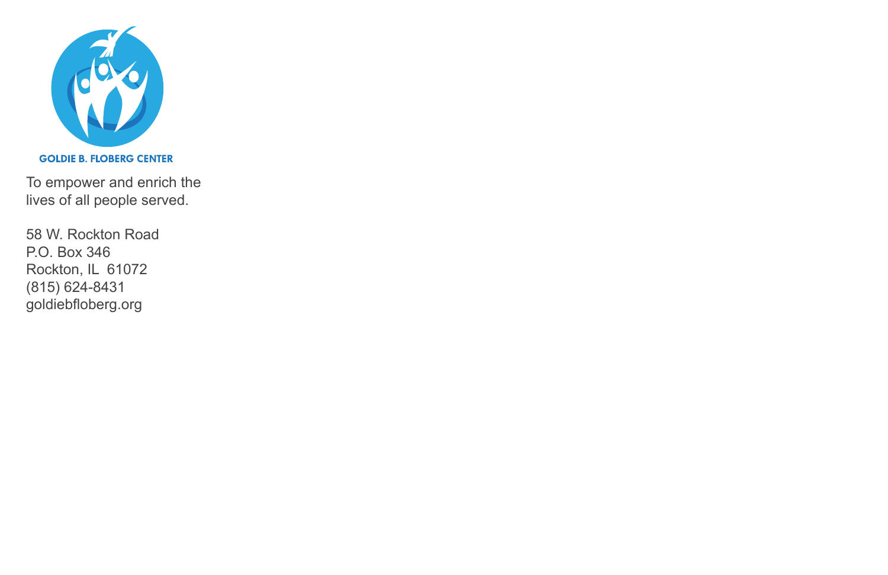GOLDIE B. FLOBERG CENTER

To empower and enrich the lives of all people served.

58 W. Rockton Road
P.O. Box 346
Rockton, IL  61072
(815) 624-8431
goldiebfloberg.org